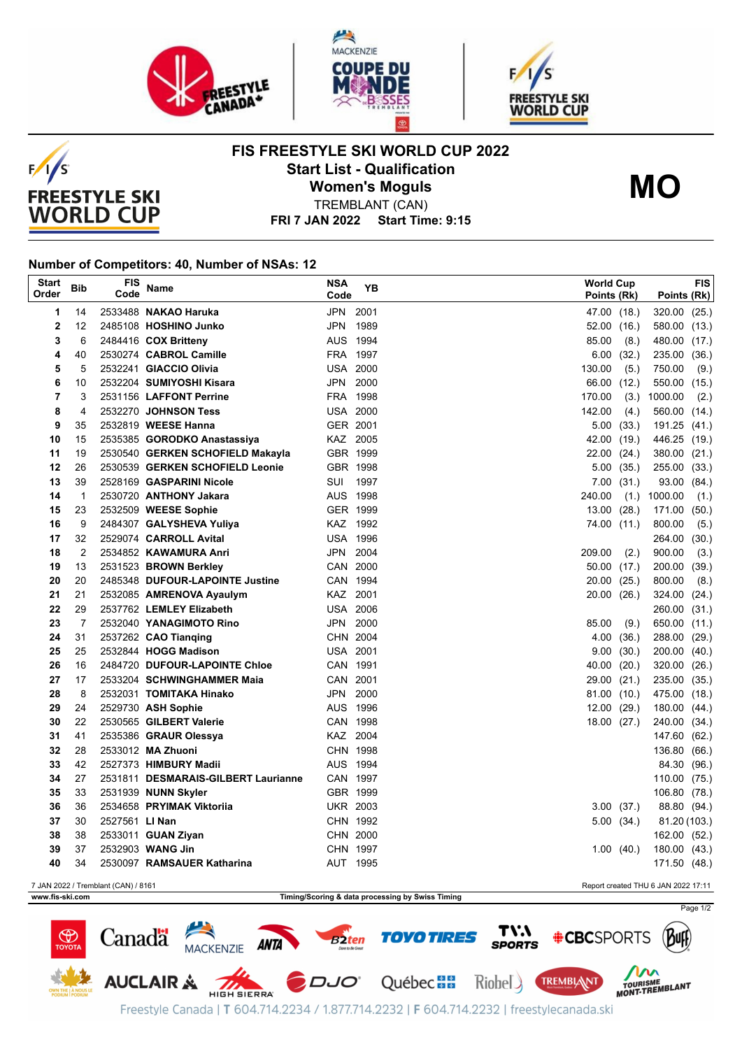# FIS FREESTYLE SKI WORLD CUP 2022

## Start List - Qualification

## Women's Moguls

**MO**

TREMBLANT (CAN)

**FRI 7 JAN 2022 Start Time: 9:15**

**Number of Competitors: 40, Number of NSAs: 12**

| Start Order | Bib | FIS Code | Name | NSA Code | YB | World Cup Points (Rk) | FIS Points (Rk) |
|---|---|---|---|---|---|---|---|
| 1 | 14 | 2533488 | **NAKAO Haruka** | JPN | 2001 | 47.00 (18.) | 320.00 (25.) |
| 2 | 12 | 2485108 | **HOSHINO Junko** | JPN | 1989 | 52.00 (16.) | 580.00 (13.) |
| 3 | 6 | 2484416 | **COX Britteny** | AUS | 1994 | 85.00 (8.) | 480.00 (17.) |
| 4 | 40 | 2530274 | **CABROL Camille** | FRA | 1997 | 6.00 (32.) | 235.00 (36.) |
| 5 | 5 | 2532241 | **GIACCIO Olivia** | USA | 2000 | 130.00 (5.) | 750.00 (9.) |
| 6 | 10 | 2532204 | **SUMIYOSHI Kisara** | JPN | 2000 | 66.00 (12.) | 550.00 (15.) |
| 7 | 3 | 2531156 | **LAFFONT Perrine** | FRA | 1998 | 170.00 (3.) | 1000.00 (2.) |
| 8 | 4 | 2532270 | **JOHNSON Tess** | USA | 2000 | 142.00 (4.) | 560.00 (14.) |
| 9 | 35 | 2532819 | **WEESE Hanna** | GER | 2001 | 5.00 (33.) | 191.25 (41.) |
| 10 | 15 | 2535385 | **GORODKO Anastassiya** | KAZ | 2005 | 42.00 (19.) | 446.25 (19.) |
| 11 | 19 | 2530540 | **GERKEN SCHOFIELD Makayla** | GBR | 1999 | 22.00 (24.) | 380.00 (21.) |
| 12 | 26 | 2530539 | **GERKEN SCHOFIELD Leonie** | GBR | 1998 | 5.00 (35.) | 255.00 (33.) |
| 13 | 39 | 2528169 | **GASPARINI Nicole** | SUI | 1997 | 7.00 (31.) | 93.00 (84.) |
| 14 | 1 | 2530720 | **ANTHONY Jakara** | AUS | 1998 | 240.00 (1.) | 1000.00 (1.) |
| 15 | 23 | 2532509 | **WEESE Sophie** | GER | 1999 | 13.00 (28.) | 171.00 (50.) |
| 16 | 9 | 2484307 | **GALYSHEVA Yuliya** | KAZ | 1992 | 74.00 (11.) | 800.00 (5.) |
| 17 | 32 | 2529074 | **CARROLL Avital** | USA | 1996 | | 264.00 (30.) |
| 18 | 2 | 2534852 | **KAWAMURA Anri** | JPN | 2004 | 209.00 (2.) | 900.00 (3.) |
| 19 | 13 | 2531523 | **BROWN Berkley** | CAN | 2000 | 50.00 (17.) | 200.00 (39.) |
| 20 | 20 | 2485348 | **DUFOUR-LAPOINTE Justine** | CAN | 1994 | 20.00 (25.) | 800.00 (8.) |
| 21 | 21 | 2532085 | **AMRENOVA Ayaulym** | KAZ | 2001 | 20.00 (26.) | 324.00 (24.) |
| 22 | 29 | 2537762 | **LEMLEY Elizabeth** | USA | 2006 | | 260.00 (31.) |
| 23 | 7 | 2532040 | **YANAGIMOTO Rino** | JPN | 2000 | 85.00 (9.) | 650.00 (11.) |
| 24 | 31 | 2537262 | **CAO Tianqing** | CHN | 2004 | 4.00 (36.) | 288.00 (29.) |
| 25 | 25 | 2532844 | **HOGG Madison** | USA | 2001 | 9.00 (30.) | 200.00 (40.) |
| 26 | 16 | 2484720 | **DUFOUR-LAPOINTE Chloe** | CAN | 1991 | 40.00 (20.) | 320.00 (26.) |
| 27 | 17 | 2533204 | **SCHWINGHAMMER Maia** | CAN | 2001 | 29.00 (21.) | 235.00 (35.) |
| 28 | 8 | 2532031 | **TOMITAKA Hinako** | JPN | 2000 | 81.00 (10.) | 475.00 (18.) |
| 29 | 24 | 2529730 | **ASH Sophie** | AUS | 1996 | 12.00 (29.) | 180.00 (44.) |
| 30 | 22 | 2530565 | **GILBERT Valerie** | CAN | 1998 | 18.00 (27.) | 240.00 (34.) |
| 31 | 41 | 2535386 | **GRAUR Olessya** | KAZ | 2004 | | 147.60 (62.) |
| 32 | 28 | 2533012 | **MA Zhuoni** | CHN | 1998 | | 136.80 (66.) |
| 33 | 42 | 2527373 | **HIMBURY Madii** | AUS | 1994 | | 84.30 (96.) |
| 34 | 27 | 2531811 | **DESMARAIS-GILBERT Laurianne** | CAN | 1997 | | 110.00 (75.) |
| 35 | 33 | 2531939 | **NUNN Skyler** | GBR | 1999 | | 106.80 (78.) |
| 36 | 36 | 2534658 | **PRYIMAK Viktoriia** | UKR | 2003 | 3.00 (37.) | 88.80 (94.) |
| 37 | 30 | 2527561 | **LI Nan** | CHN | 1992 | 5.00 (34.) | 81.20 (103.) |
| 38 | 38 | 2533011 | **GUAN Ziyan** | CHN | 2000 | | 162.00 (52.) |
| 39 | 37 | 2532903 | **WANG Jin** | CHN | 1997 | 1.00 (40.) | 180.00 (43.) |
| 40 | 34 | 2530097 | **RAMSAUER Katharina** | AUT | 1995 | | 171.50 (48.) |

7 JAN 2022 / Tremblant (CAN) / 8161

Report created THU 6 JAN 2022 17:11

www.fis-ski.com

Timing/Scoring & data processing by Swiss Timing

Freestyle Canada | T 604.714.2234 / 1.877.714.2232 | F 604.714.2232 | freestylecanada.ski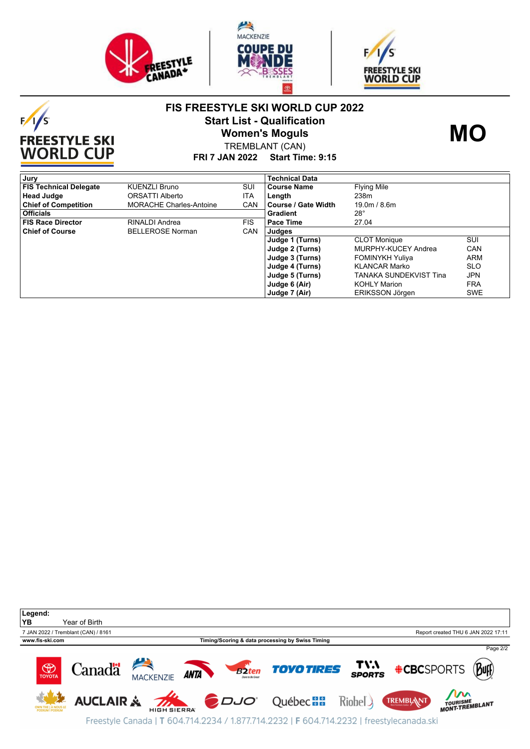# FIS FREESTYLE SKI WORLD CUP 2022

## Start List - Qualification

## Women's Moguls

TREMBLANT (CAN)

**FRI 7 JAN 2022 Start Time: 9:15**

**MO**

| Jury | | | Technical Data | | |
|---|---|---|---|---|---|
| **FIS Technical Delegate** | KUENZLI Bruno | SUI | **Course Name** | Flying Mile | |
| **Head Judge** | ORSATTI Alberto | ITA | **Length** | 238m | |
| **Chief of Competition** | MORACHE Charles-Antoine | CAN | **Course / Gate Width** | 19.0m / 8.6m | |
| **Officials** | | | **Gradient** | 28° | |
| **FIS Race Director** | RINALDI Andrea | FIS | **Pace Time** | 27.04 | |
| **Chief of Course** | BELLEROSE Norman | CAN | **Judges** | | |
| | | | **Judge 1 (Turns)** | CLOT Monique | SUI |
| | | | **Judge 2 (Turns)** | MURPHY-KUCEY Andrea | CAN |
| | | | **Judge 3 (Turns)** | FOMINYKH Yuliya | ARM |
| | | | **Judge 4 (Turns)** | KLANCAR Marko | SLO |
| | | | **Judge 5 (Turns)** | TANAKA SUNDEKVIST Tina | JPN |
| | | | **Judge 6 (Air)** | KOHLY Marion | FRA |
| | | | **Judge 7 (Air)** | ERIKSSON Jörgen | SWE |

**Legend:**

**YB** Year of Birth

7 JAN 2022 / Tremblant (CAN) / 8161

Report created THU 6 JAN 2022 17:11

**www.fis-ski.com**

**Timing/Scoring & data processing by Swiss Timing**

Freestyle Canada | T 604.714.2234 / 1.877.714.2232 | F 604.714.2232 | freestylecanada.ski